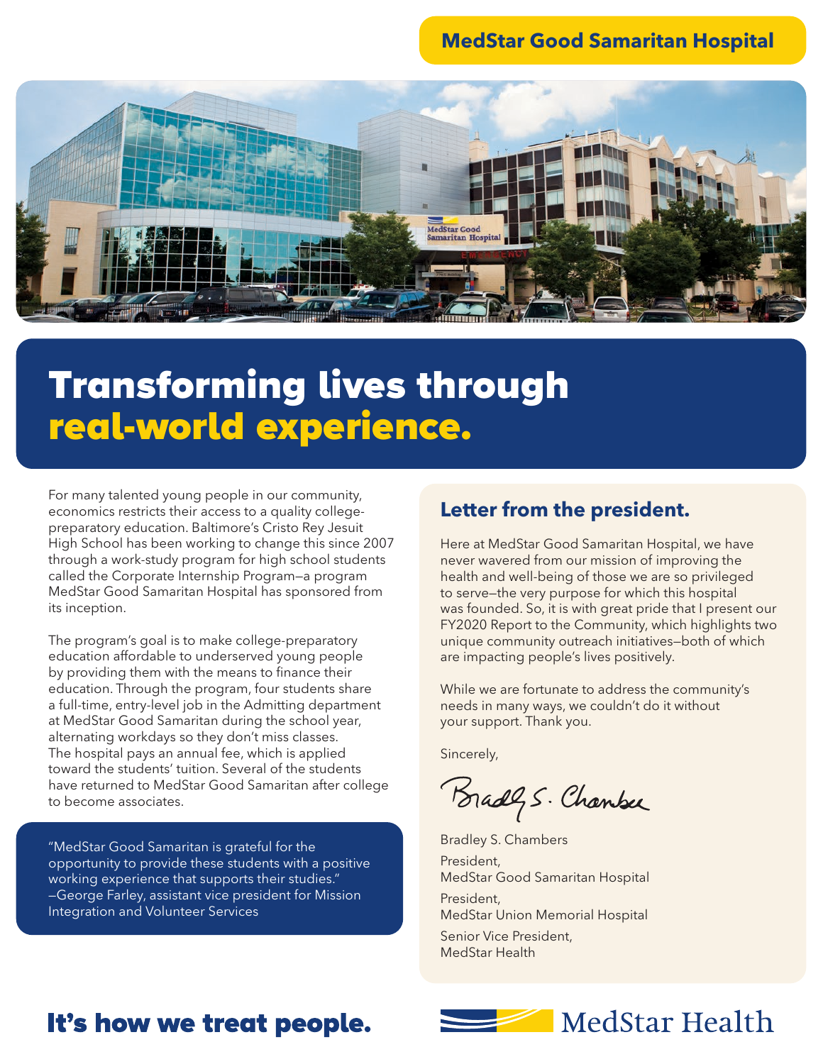MedStar Good Samaritan Hospital

# Transforming lives through real-world experience.

For many talented young people in our community, economics restricts their access to a quality college-preparatory education. Baltimore's Cristo Rey Jesuit High School has been working to change this since 2007 through a work-study program for high school students called the Corporate Internship Program—a program MedStar Good Samaritan Hospital has sponsored from its inception.

The program's goal is to make college-preparatory education affordable to underserved young people by providing them with the means to finance their education. Through the program, four students share a full-time, entry-level job in the Admitting department at MedStar Good Samaritan during the school year, alternating workdays so they don't miss classes. The hospital pays an annual fee, which is applied toward the students' tuition. Several of the students have returned to MedStar Good Samaritan after college to become associates.

> "MedStar Good Samaritan is grateful for the opportunity to provide these students with a positive working experience that supports their studies."
> —George Farley, assistant vice president for Mission Integration and Volunteer Services

## Letter from the president.

Here at MedStar Good Samaritan Hospital, we have never wavered from our mission of improving the health and well-being of those we are so privileged to serve—the very purpose for which this hospital was founded. So, it is with great pride that I present our FY2020 Report to the Community, which highlights two unique community outreach initiatives—both of which are impacting people's lives positively.

While we are fortunate to address the community's needs in many ways, we couldn't do it without your support. Thank you.

Sincerely,

Bradley S. Chambers

Bradley S. Chambers
President,
MedStar Good Samaritan Hospital
President,
MedStar Union Memorial Hospital
Senior Vice President,
MedStar Health

**It's how we treat people.**

MedStar Health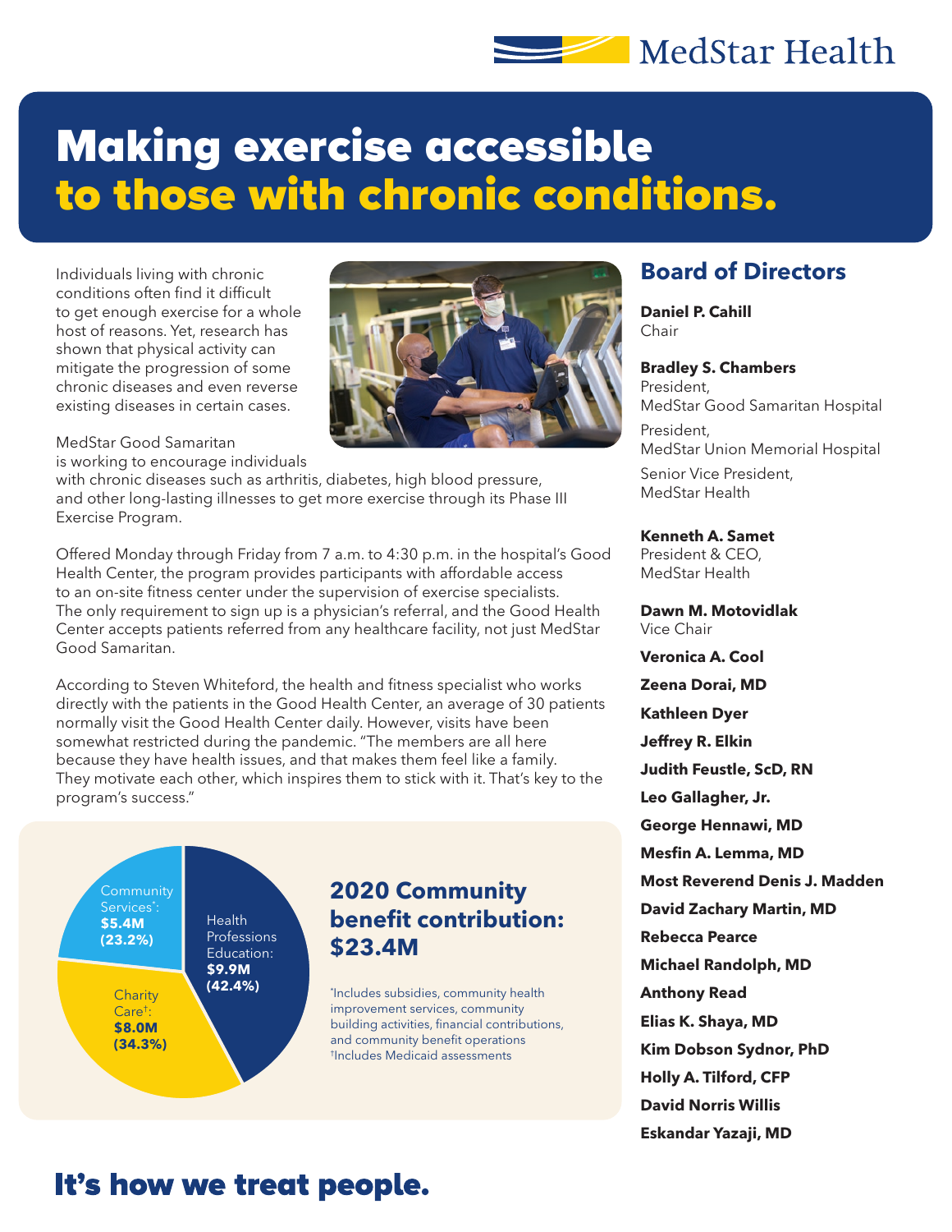MedStar Health

# Making exercise accessible to those with chronic conditions.

Individuals living with chronic conditions often find it difficult to get enough exercise for a whole host of reasons. Yet, research has shown that physical activity can mitigate the progression of some chronic diseases and even reverse existing diseases in certain cases.

MedStar Good Samaritan is working to encourage individuals with chronic diseases such as arthritis, diabetes, high blood pressure, and other long-lasting illnesses to get more exercise through its Phase III Exercise Program.

Offered Monday through Friday from 7 a.m. to 4:30 p.m. in the hospital's Good Health Center, the program provides participants with affordable access to an on-site fitness center under the supervision of exercise specialists. The only requirement to sign up is a physician's referral, and the Good Health Center accepts patients referred from any healthcare facility, not just MedStar Good Samaritan.

According to Steven Whiteford, the health and fitness specialist who works directly with the patients in the Good Health Center, an average of 30 patients normally visit the Good Health Center daily. However, visits have been somewhat restricted during the pandemic. "The members are all here because they have health issues, and that makes them feel like a family. They motivate each other, which inspires them to stick with it. That's key to the program's success."

Community Services*: **$5.4M (23.2%)**

Health Professions Education: **$9.9M (42.4%)**

Charity Care†: **$8.0M (34.3%)**

## 2020 Community benefit contribution: $23.4M

*Includes subsidies, community health improvement services, community building activities, financial contributions, and community benefit operations
†Includes Medicaid assessments

## Board of Directors

**Daniel P. Cahill**
Chair

**Bradley S. Chambers**
President,
MedStar Good Samaritan Hospital
President,
MedStar Union Memorial Hospital
Senior Vice President,
MedStar Health

**Kenneth A. Samet**
President & CEO,
MedStar Health

**Dawn M. Motovidlak**
Vice Chair

**Veronica A. Cool**

**Zeena Dorai, MD**

**Kathleen Dyer**

**Jeffrey R. Elkin**

**Judith Feustle, ScD, RN**

**Leo Gallagher, Jr.**

**George Hennawi, MD**

**Mesfin A. Lemma, MD**

**Most Reverend Denis J. Madden**

**David Zachary Martin, MD**

**Rebecca Pearce**

**Michael Randolph, MD**

**Anthony Read**

**Elias K. Shaya, MD**

**Kim Dobson Sydnor, PhD**

**Holly A. Tilford, CFP**

**David Norris Willis**

**Eskandar Yazaji, MD**

**It's how we treat people.**